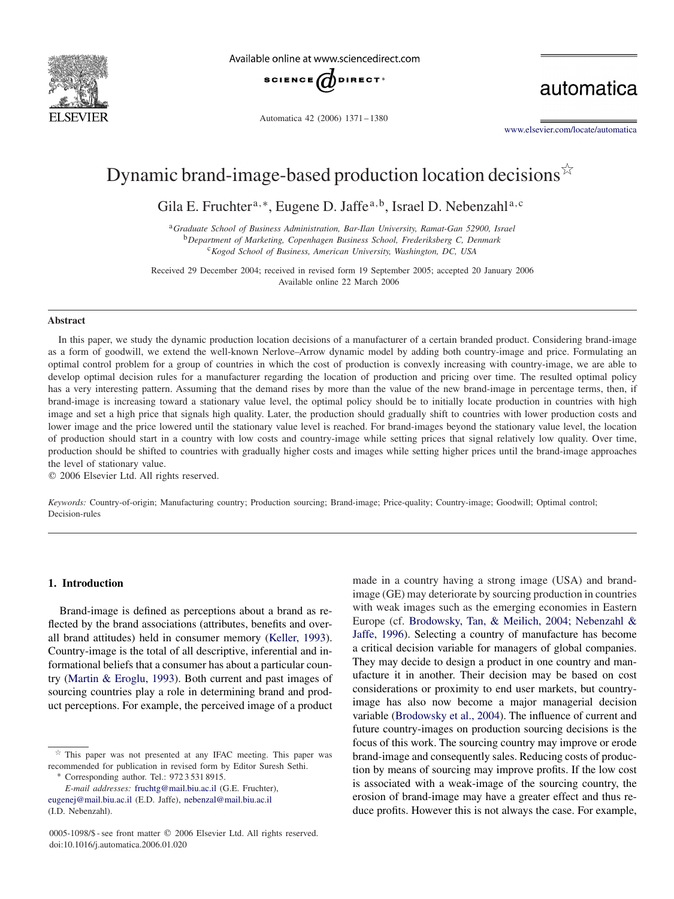# Dynamic brand-image-based production location decisions☆

Gila E. Fruchter[a,*], Eugene D. Jaffe[a,b], Israel D. Nebenzahl[a,c]

[a] *Graduate School of Business Administration, Bar-Ilan University, Ramat-Gan 52900, Israel*
[b] *Department of Marketing, Copenhagen Business School, Frederiksberg C, Denmark*
[c] *Kogod School of Business, American University, Washington, DC, USA*

Received 29 December 2004; received in revised form 19 September 2005; accepted 20 January 2006
Available online 22 March 2006

## Abstract

In this paper, we study the dynamic production location decisions of a manufacturer of a certain branded product. Considering brand-image as a form of goodwill, we extend the well-known Nerlove–Arrow dynamic model by adding both country-image and price. Formulating an optimal control problem for a group of countries in which the cost of production is convexly increasing with country-image, we are able to develop optimal decision rules for a manufacturer regarding the location of production and pricing over time. The resulted optimal policy has a very interesting pattern. Assuming that the demand rises by more than the value of the new brand-image in percentage terms, then, if brand-image is increasing toward a stationary value level, the optimal policy should be to initially locate production in countries with high image and set a high price that signals high quality. Later, the production should gradually shift to countries with lower production costs and lower image and the price lowered until the stationary value level is reached. For brand-images beyond the stationary value level, the location of production should start in a country with low costs and country-image while setting prices that signal relatively low quality. Over time, production should be shifted to countries with gradually higher costs and images while setting higher prices until the brand-image approaches the level of stationary value.

© 2006 Elsevier Ltd. All rights reserved.

*Keywords:* Country-of-origin; Manufacturing country; Production sourcing; Brand-image; Price-quality; Country-image; Goodwill; Optimal control; Decision-rules

## 1. Introduction

Brand-image is defined as perceptions about a brand as reflected by the brand associations (attributes, benefits and overall brand attitudes) held in consumer memory (Keller, 1993). Country-image is the total of all descriptive, inferential and informational beliefs that a consumer has about a particular country (Martin & Eroglu, 1993). Both current and past images of sourcing countries play a role in determining brand and product perceptions. For example, the perceived image of a product made in a country having a strong image (USA) and brand-image (GE) may deteriorate by sourcing production in countries with weak images such as the emerging economies in Eastern Europe (cf. Brodowsky, Tan, & Meilich, 2004; Nebenzahl & Jaffe, 1996). Selecting a country of manufacture has become a critical decision variable for managers of global companies. They may decide to design a product in one country and manufacture it in another. Their decision may be based on cost considerations or proximity to end user markets, but country-image has also now become a major managerial decision variable (Brodowsky et al., 2004). The influence of current and future country-images on production sourcing decisions is the focus of this work. The sourcing country may improve or erode brand-image and consequently sales. Reducing costs of production by means of sourcing may improve profits. If the low cost is associated with a weak-image of the sourcing country, the erosion of brand-image may have a greater effect and thus reduce profits. However this is not always the case. For example,

---

☆ This paper was not presented at any IFAC meeting. This paper was recommended for publication in revised form by Editor Suresh Sethi.

\* Corresponding author. Tel.: 972 3 531 8915.

*E-mail addresses:* fruchtg@mail.biu.ac.il (G.E. Fruchter), eugenej@mail.biu.ac.il (E.D. Jaffe), nebenzal@mail.biu.ac.il (I.D. Nebenzahl).

0005-1098/$ - see front matter © 2006 Elsevier Ltd. All rights reserved.
doi:10.1016/j.automatica.2006.01.020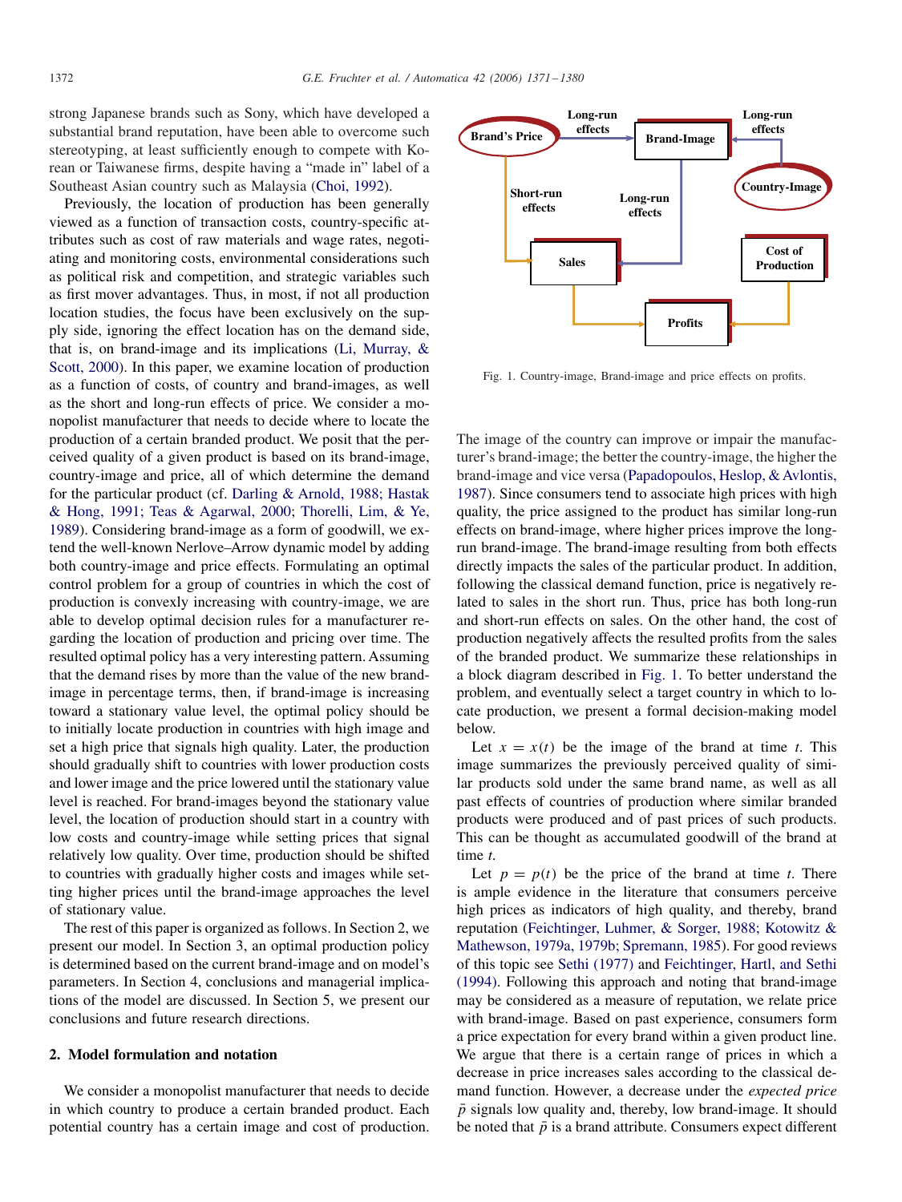strong Japanese brands such as Sony, which have developed a substantial brand reputation, have been able to overcome such stereotyping, at least sufficiently enough to compete with Korean or Taiwanese firms, despite having a "made in" label of a Southeast Asian country such as Malaysia (Choi, 1992).

Previously, the location of production has been generally viewed as a function of transaction costs, country-specific attributes such as cost of raw materials and wage rates, negotiating and monitoring costs, environmental considerations such as political risk and competition, and strategic variables such as first mover advantages. Thus, in most, if not all production location studies, the focus have been exclusively on the supply side, ignoring the effect location has on the demand side, that is, on brand-image and its implications (Li, Murray, & Scott, 2000). In this paper, we examine location of production as a function of costs, of country and brand-images, as well as the short and long-run effects of price. We consider a monopolist manufacturer that needs to decide where to locate the production of a certain branded product. We posit that the perceived quality of a given product is based on its brand-image, country-image and price, all of which determine the demand for the particular product (cf. Darling & Arnold, 1988; Hastak & Hong, 1991; Teas & Agarwal, 2000; Thorelli, Lim, & Ye, 1989). Considering brand-image as a form of goodwill, we extend the well-known Nerlove–Arrow dynamic model by adding both country-image and price effects. Formulating an optimal control problem for a group of countries in which the cost of production is convexly increasing with country-image, we are able to develop optimal decision rules for a manufacturer regarding the location of production and pricing over time. The resulted optimal policy has a very interesting pattern. Assuming that the demand rises by more than the value of the new brand-image in percentage terms, then, if brand-image is increasing toward a stationary value level, the optimal policy should be to initially locate production in countries with high image and set a high price that signals high quality. Later, the production should gradually shift to countries with lower production costs and lower image and the price lowered until the stationary value level is reached. For brand-images beyond the stationary value level, the location of production should start in a country with low costs and country-image while setting prices that signal relatively low quality. Over time, production should be shifted to countries with gradually higher costs and images while setting higher prices until the brand-image approaches the level of stationary value.

The rest of this paper is organized as follows. In Section 2, we present our model. In Section 3, an optimal production policy is determined based on the current brand-image and on model's parameters. In Section 4, conclusions and managerial implications of the model are discussed. In Section 5, we present our conclusions and future research directions.

## 2. Model formulation and notation

We consider a monopolist manufacturer that needs to decide in which country to produce a certain branded product. Each potential country has a certain image and cost of production.

Brand's Price
Long-run effects
Brand-Image
Long-run effects
Country-Image
Short-run effects
Long-run effects
Sales
Cost of Production
Profits

Fig. 1. Country-image, Brand-image and price effects on profits.

The image of the country can improve or impair the manufacturer's brand-image; the better the country-image, the higher the brand-image and vice versa (Papadopoulos, Heslop, & Avlontis, 1987). Since consumers tend to associate high prices with high quality, the price assigned to the product has similar long-run effects on brand-image, where higher prices improve the long-run brand-image. The brand-image resulting from both effects directly impacts the sales of the particular product. In addition, following the classical demand function, price is negatively related to sales in the short run. Thus, price has both long-run and short-run effects on sales. On the other hand, the cost of production negatively affects the resulted profits from the sales of the branded product. We summarize these relationships in a block diagram described in Fig. 1. To better understand the problem, and eventually select a target country in which to locate production, we present a formal decision-making model below.

Let $x = x(t)$ be the image of the brand at time $t$. This image summarizes the previously perceived quality of similar products sold under the same brand name, as well as all past effects of countries of production where similar branded products were produced and of past prices of such products. This can be thought as accumulated goodwill of the brand at time $t$.

Let $p = p(t)$ be the price of the brand at time $t$. There is ample evidence in the literature that consumers perceive high prices as indicators of high quality, and thereby, brand reputation (Feichtinger, Luhmer, & Sorger, 1988; Kotowitz & Mathewson, 1979a, 1979b; Spremann, 1985). For good reviews of this topic see Sethi (1977) and Feichtinger, Hartl, and Sethi (1994). Following this approach and noting that brand-image may be considered as a measure of reputation, we relate price with brand-image. Based on past experience, consumers form a price expectation for every brand within a given product line. We argue that there is a certain range of prices in which a decrease in price increases sales according to the classical demand function. However, a decrease under the *expected price* $\bar{p}$ signals low quality and, thereby, low brand-image. It should be noted that $\bar{p}$ is a brand attribute. Consumers expect different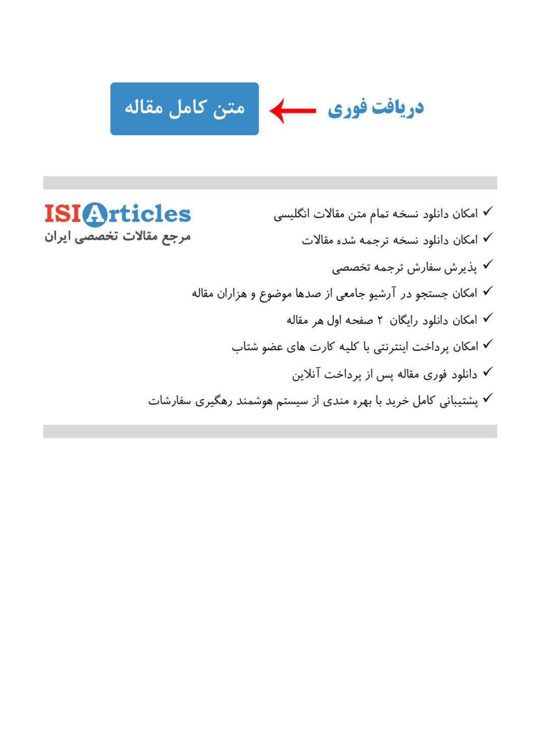دریافت فوری ← **متن کامل مقاله**

**ISIArticles**
مرجع مقالات تخصصی ایران

- ✓ امکان دانلود نسخه تمام متن مقالات انگلیسی
- ✓ امکان دانلود نسخه ترجمه شده مقالات
- ✓ پذیرش سفارش ترجمه تخصصی
- ✓ امکان جستجو در آرشیو جامعی از صدها موضوع و هزاران مقاله
- ✓ امکان دانلود رایگان ۲ صفحه اول هر مقاله
- ✓ امکان پرداخت اینترنتی با کلیه کارت های عضو شتاب
- ✓ دانلود فوری مقاله پس از پرداخت آنلاین
- ✓ پشتیبانی کامل خرید با بهره مندی از سیستم هوشمند رهگیری سفارشات